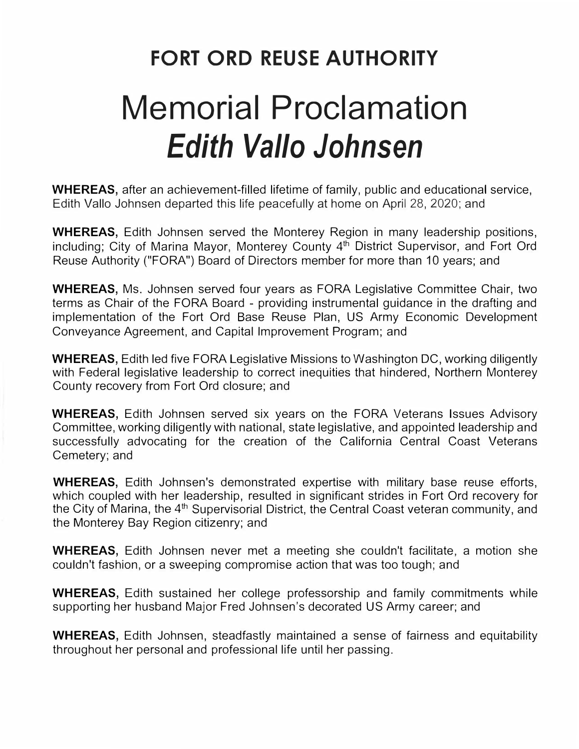# FORT ORD REUSE AUTHORITY

# Memorial Proclamation
# ***Edith Vallo Johnsen***

**WHEREAS,** after an achievement-filled lifetime of family, public and educational service, Edith Vallo Johnsen departed this life peacefully at home on April 28, 2020; and

**WHEREAS,** Edith Johnsen served the Monterey Region in many leadership positions, including; City of Marina Mayor, Monterey County 4th District Supervisor, and Fort Ord Reuse Authority ("FORA") Board of Directors member for more than 10 years; and

**WHEREAS,** Ms. Johnsen served four years as FORA Legislative Committee Chair, two terms as Chair of the FORA Board - providing instrumental guidance in the drafting and implementation of the Fort Ord Base Reuse Plan, US Army Economic Development Conveyance Agreement, and Capital Improvement Program; and

**WHEREAS,** Edith led five FORA Legislative Missions to Washington DC, working diligently with Federal legislative leadership to correct inequities that hindered, Northern Monterey County recovery from Fort Ord closure; and

**WHEREAS,** Edith Johnsen served six years on the FORA Veterans Issues Advisory Committee, working diligently with national, state legislative, and appointed leadership and successfully advocating for the creation of the California Central Coast Veterans Cemetery; and

**WHEREAS,** Edith Johnsen's demonstrated expertise with military base reuse efforts, which coupled with her leadership, resulted in significant strides in Fort Ord recovery for the City of Marina, the 4th Supervisorial District, the Central Coast veteran community, and the Monterey Bay Region citizenry; and

**WHEREAS,** Edith Johnsen never met a meeting she couldn't facilitate, a motion she couldn't fashion, or a sweeping compromise action that was too tough; and

**WHEREAS,** Edith sustained her college professorship and family commitments while supporting her husband Major Fred Johnsen's decorated US Army career; and

**WHEREAS,** Edith Johnsen, steadfastly maintained a sense of fairness and equitability throughout her personal and professional life until her passing.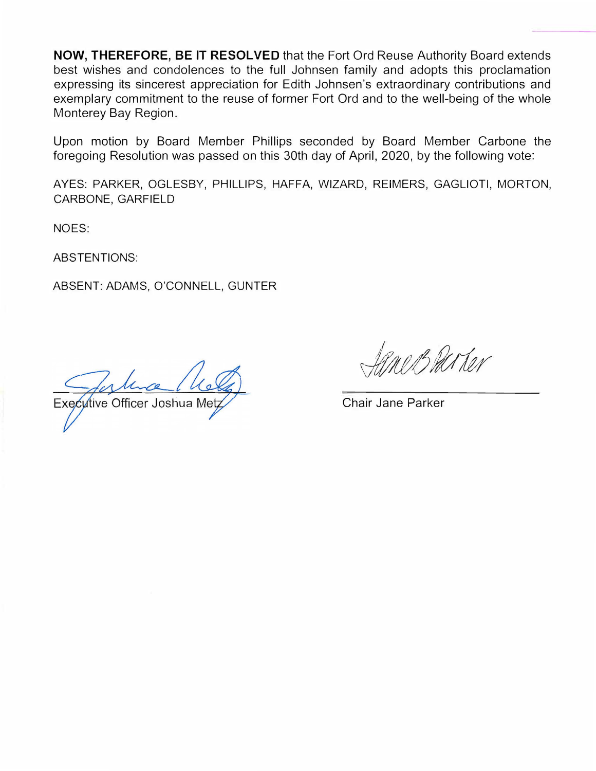**NOW, THEREFORE, BE IT RESOLVED** that the Fort Ord Reuse Authority Board extends best wishes and condolences to the full Johnsen family and adopts this proclamation expressing its sincerest appreciation for Edith Johnsen's extraordinary contributions and exemplary commitment to the reuse of former Fort Ord and to the well-being of the whole Monterey Bay Region.

Upon motion by Board Member Phillips seconded by Board Member Carbone the foregoing Resolution was passed on this 30th day of April, 2020, by the following vote:

AYES: PARKER, OGLESBY, PHILLIPS, HAFFA, WIZARD, REIMERS, GAGLIOTI, MORTON, CARBONE, GARFIELD

NOES:

ABSTENTIONS:

ABSENT: ADAMS, O'CONNELL, GUNTER

Executive Officer Joshua Metz

Chair Jane Parker